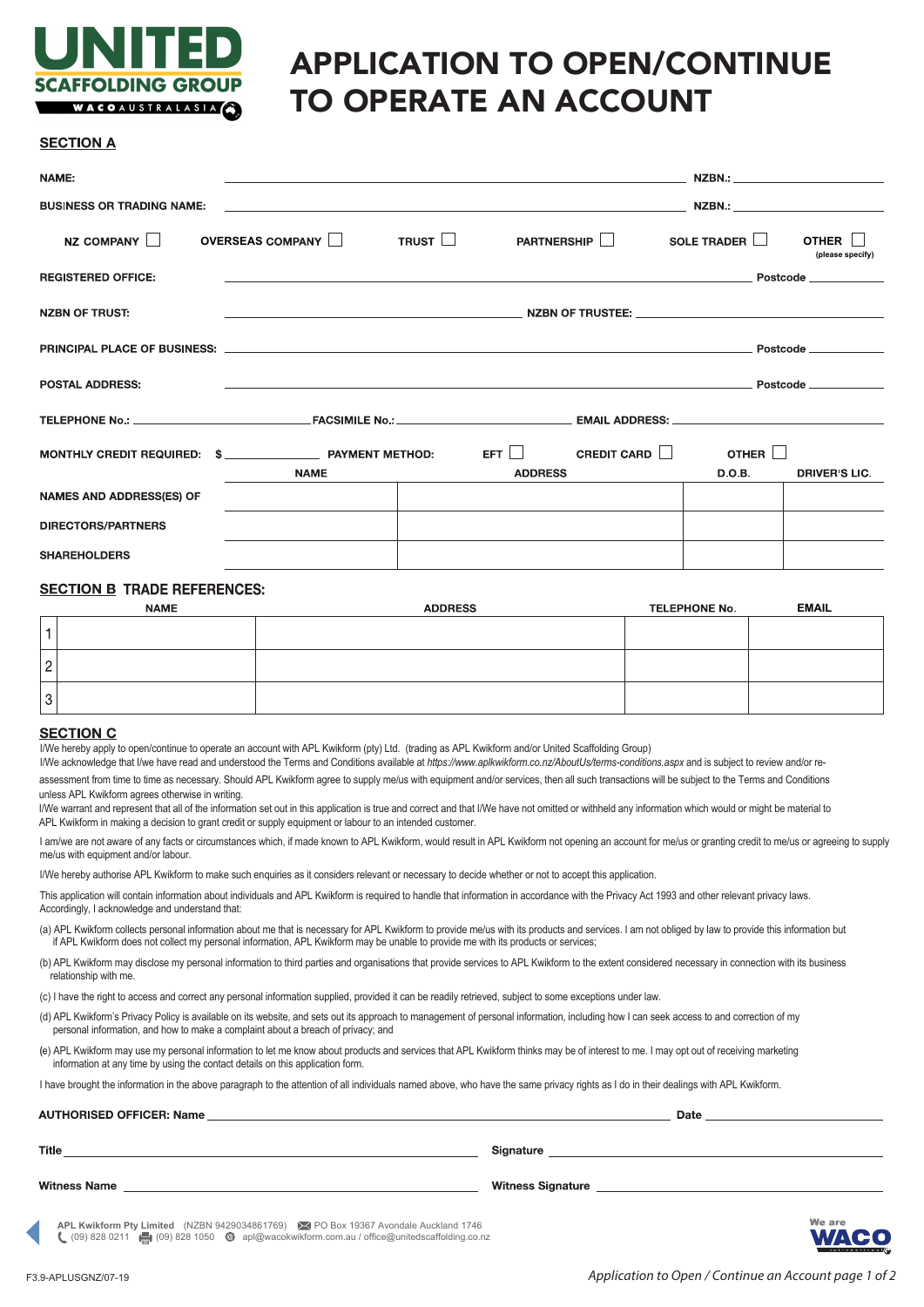# UNITED SCAFFOLDING GROUP

WACO AUSTRALASIA

# APPLICATION TO OPEN/CONTINUE TO OPERATE AN ACCOUNT

## SECTION A

**NAME:** ______________________________ **NZBN.:** ______________

**BUSINESS OR TRADING NAME:** ______________________________ **NZBN.:** ______________

**NZ COMPANY** ☐ **OVERSEAS COMPANY** ☐ **TRUST** ☐ **PARTNERSHIP** ☐ **SOLE TRADER** ☐ **OTHER** ☐ (please specify)

**REGISTERED OFFICE:** ______________________________ **Postcode** __________

**NZBN OF TRUST:** ______________________________ **NZBN OF TRUSTEE:** ______________

**PRINCIPAL PLACE OF BUSINESS:** ______________________________ **Postcode** __________

**POSTAL ADDRESS:** ______________________________ **Postcode** __________

**TELEPHONE No.:** ______________ **FACSIMILE No.:** ______________ **EMAIL ADDRESS:** ______________

**MONTHLY CREDIT REQUIRED: $** ______________ **PAYMENT METHOD:** **EFT** ☐ **CREDIT CARD** ☐ **OTHER** ☐

| | NAME | ADDRESS | D.O.B. | DRIVER'S LIC. |
|---|---|---|---|---|
| NAMES AND ADDRESS(ES) OF | | | | |
| DIRECTORS/PARTNERS | | | | |
| SHAREHOLDERS | | | | |

## SECTION B TRADE REFERENCES:

| | NAME | ADDRESS | TELEPHONE No. | EMAIL |
|---|---|---|---|---|
| 1 | | | | |
| 2 | | | | |
| 3 | | | | |

## SECTION C

I/We hereby apply to open/continue to operate an account with APL Kwikform (pty) Ltd. (trading as APL Kwikform and/or United Scaffolding Group)

I/We acknowledge that I/we have read and understood the Terms and Conditions available at *https://www.aplkwikform.co.nz/AboutUs/terms-conditions.aspx* and is subject to review and/or re-assessment from time to time as necessary. Should APL Kwikform agree to supply me/us with equipment and/or services, then all such transactions will be subject to the Terms and Conditions unless APL Kwikform agrees otherwise in writing.

I/We warrant and represent that all of the information set out in this application is true and correct and that I/We have not omitted or withheld any information which would or might be material to APL Kwikform in making a decision to grant credit or supply equipment or labour to an intended customer.

I am/we are not aware of any facts or circumstances which, if made known to APL Kwikform, would result in APL Kwikform not opening an account for me/us or granting credit to me/us or agreeing to supply me/us with equipment and/or labour.

I/We hereby authorise APL Kwikform to make such enquiries as it considers relevant or necessary to decide whether or not to accept this application.

This application will contain information about individuals and APL Kwikform is required to handle that information in accordance with the Privacy Act 1993 and other relevant privacy laws. Accordingly, I acknowledge and understand that:

(a) APL Kwikform collects personal information about me that is necessary for APL Kwikform to provide me/us with its products and services. I am not obliged by law to provide this information but if APL Kwikform does not collect my personal information, APL Kwikform may be unable to provide me with its products or services;

(b) APL Kwikform may disclose my personal information to third parties and organisations that provide services to APL Kwikform to the extent considered necessary in connection with its business relationship with me.

(c) I have the right to access and correct any personal information supplied, provided it can be readily retrieved, subject to some exceptions under law.

(d) APL Kwikform's Privacy Policy is available on its website, and sets out its approach to management of personal information, including how I can seek access to and correction of my personal information, and how to make a complaint about a breach of privacy; and

(e) APL Kwikform may use my personal information to let me know about products and services that APL Kwikform thinks may be of interest to me. I may opt out of receiving marketing information at any time by using the contact details on this application form.

I have brought the information in the above paragraph to the attention of all individuals named above, who have the same privacy rights as I do in their dealings with APL Kwikform.

**AUTHORISED OFFICER: Name** ______________________________ **Date** ______________

**Title** ______________________________ **Signature** ______________________________

**Witness Name** ______________________________ **Witness Signature** ______________________________

**APL Kwikform Pty Limited** (NZBN 9429034861769) PO Box 19367 Avondale Auckland 1746
(09) 828 0211 (09) 828 1050 apl@wacokwikform.com.au / office@unitedscaffolding.co.nz

We are WACO

F3.9-APLUSGNZ/07-19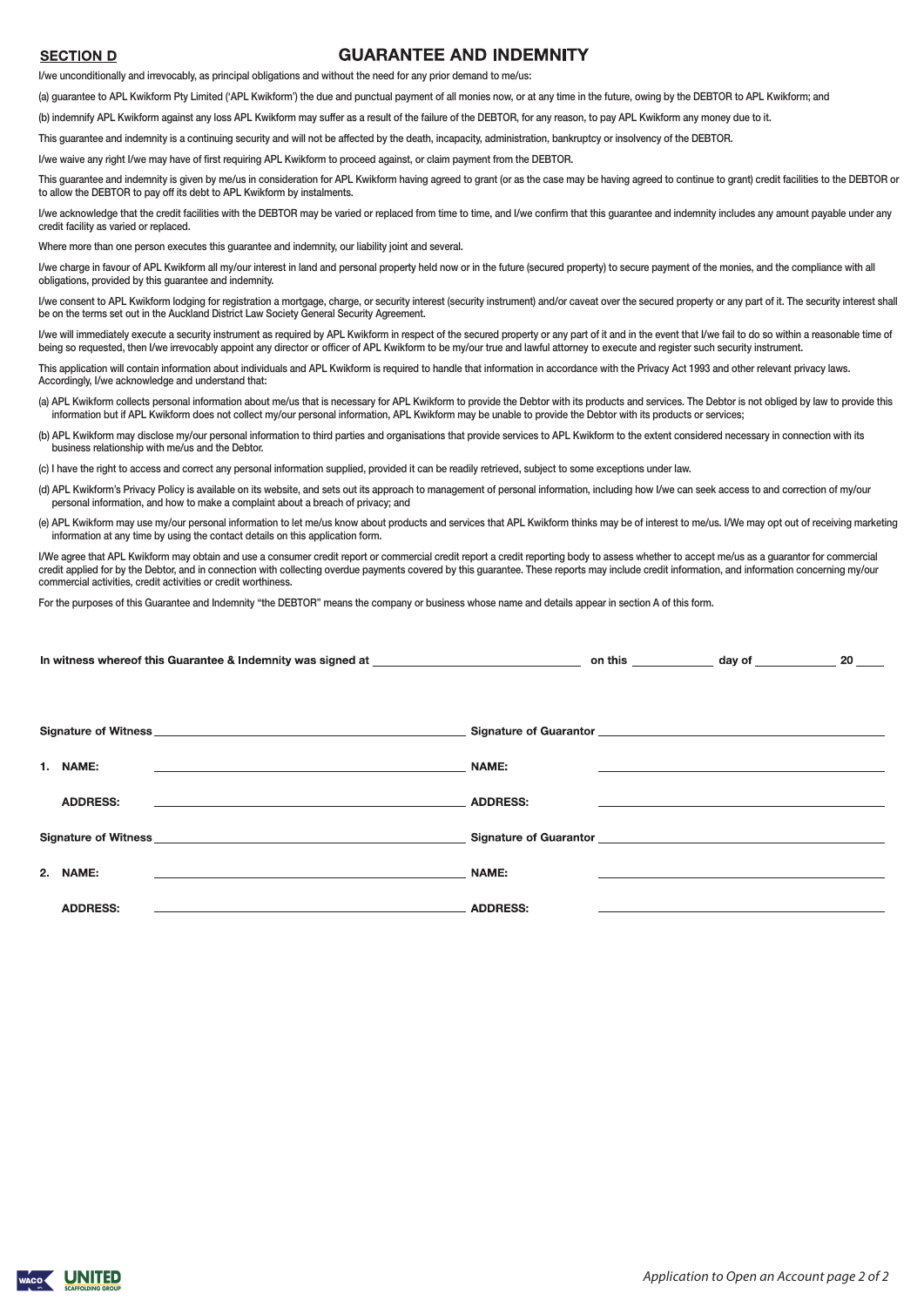**SECTION D**

# GUARANTEE AND INDEMNITY

I/we unconditionally and irrevocably, as principal obligations and without the need for any prior demand to me/us:

(a) guarantee to APL Kwikform Pty Limited ('APL Kwikform') the due and punctual payment of all monies now, or at any time in the future, owing by the DEBTOR to APL Kwikform; and

(b) indemnify APL Kwikform against any loss APL Kwikform may suffer as a result of the failure of the DEBTOR, for any reason, to pay APL Kwikform any money due to it.

This guarantee and indemnity is a continuing security and will not be affected by the death, incapacity, administration, bankruptcy or insolvency of the DEBTOR.

I/we waive any right I/we may have of first requiring APL Kwikform to proceed against, or claim payment from the DEBTOR.

This guarantee and indemnity is given by me/us in consideration for APL Kwikform having agreed to grant (or as the case may be having agreed to continue to grant) credit facilities to the DEBTOR or to allow the DEBTOR to pay off its debt to APL Kwikform by instalments.

I/we acknowledge that the credit facilities with the DEBTOR may be varied or replaced from time to time, and I/we confirm that this guarantee and indemnity includes any amount payable under any credit facility as varied or replaced.

Where more than one person executes this guarantee and indemnity, our liability joint and several.

I/we charge in favour of APL Kwikform all my/our interest in land and personal property held now or in the future (secured property) to secure payment of the monies, and the compliance with all obligations, provided by this guarantee and indemnity.

I/we consent to APL Kwikform lodging for registration a mortgage, charge, or security interest (security instrument) and/or caveat over the secured property or any part of it. The security interest shall be on the terms set out in the Auckland District Law Society General Security Agreement.

I/we will immediately execute a security instrument as required by APL Kwikform in respect of the secured property or any part of it and in the event that I/we fail to do so within a reasonable time of being so requested, then I/we irrevocably appoint any director or officer of APL Kwikform to be my/our true and lawful attorney to execute and register such security instrument.

This application will contain information about individuals and APL Kwikform is required to handle that information in accordance with the Privacy Act 1993 and other relevant privacy laws. Accordingly, I/we acknowledge and understand that:

(a) APL Kwikform collects personal information about me/us that is necessary for APL Kwikform to provide the Debtor with its products and services. The Debtor is not obliged by law to provide this information but if APL Kwikform does not collect my/our personal information, APL Kwikform may be unable to provide the Debtor with its products or services;

(b) APL Kwikform may disclose my/our personal information to third parties and organisations that provide services to APL Kwikform to the extent considered necessary in connection with its business relationship with me/us and the Debtor.

(c) I have the right to access and correct any personal information supplied, provided it can be readily retrieved, subject to some exceptions under law.

(d) APL Kwikform's Privacy Policy is available on its website, and sets out its approach to management of personal information, including how I/we can seek access to and correction of my/our personal information, and how to make a complaint about a breach of privacy; and

(e) APL Kwikform may use my/our personal information to let me/us know about products and services that APL Kwikform thinks may be of interest to me/us. I/We may opt out of receiving marketing information at any time by using the contact details on this application form.

I/We agree that APL Kwikform may obtain and use a consumer credit report or commercial credit report a credit reporting body to assess whether to accept me/us as a guarantor for commercial credit applied for by the Debtor, and in connection with collecting overdue payments covered by this guarantee. These reports may include credit information, and information concerning my/our commercial activities, credit activities or credit worthiness.

For the purposes of this Guarantee and Indemnity "the DEBTOR" means the company or business whose name and details appear in section A of this form.

**In witness whereof this Guarantee & Indemnity was signed at** ______________________ **on this** ________ **day of** __________ **20** ____

**Signature of Witness** ______________________ **Signature of Guarantor** ______________________

**1. NAME:** ______________________ **NAME:** ______________________

**ADDRESS:** ______________________ **ADDRESS:** ______________________

**Signature of Witness** ______________________ **Signature of Guarantor** ______________________

**2. NAME:** ______________________ **NAME:** ______________________

**ADDRESS:** ______________________ **ADDRESS:** ______________________